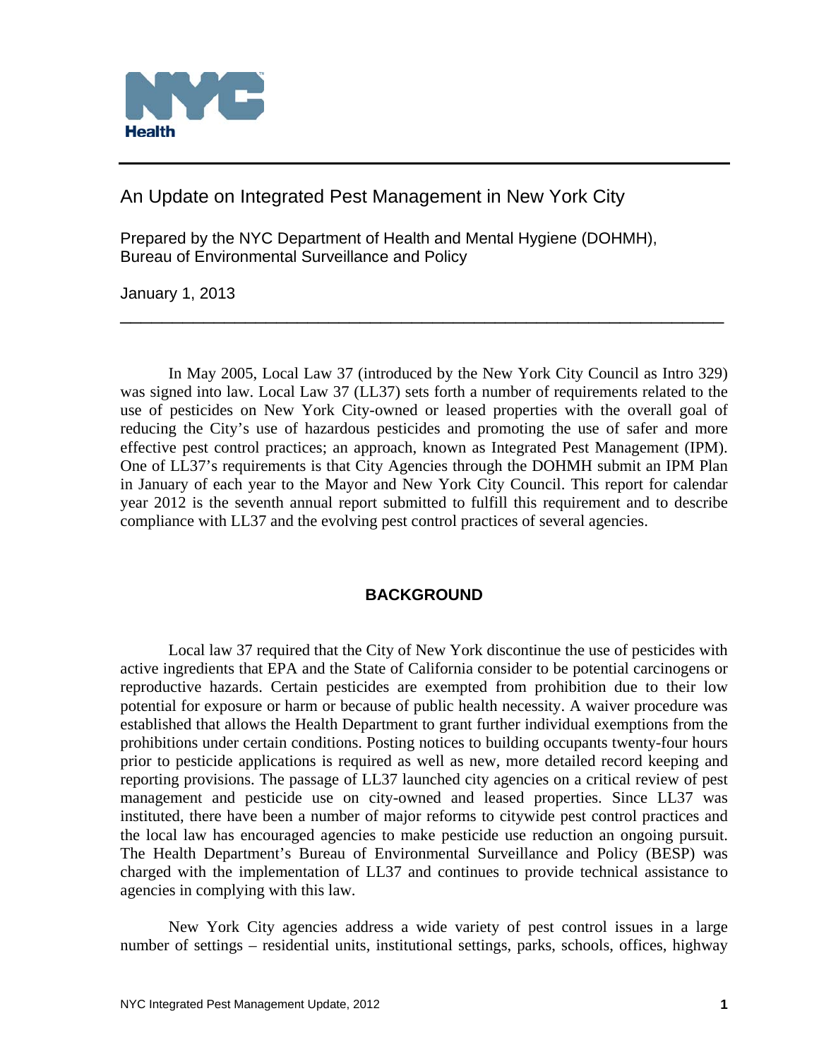NYC Health

# An Update on Integrated Pest Management in New York City

Prepared by the NYC Department of Health and Mental Hygiene (DOHMH), Bureau of Environmental Surveillance and Policy

January 1, 2013

---

In May 2005, Local Law 37 (introduced by the New York City Council as Intro 329) was signed into law. Local Law 37 (LL37) sets forth a number of requirements related to the use of pesticides on New York City-owned or leased properties with the overall goal of reducing the City's use of hazardous pesticides and promoting the use of safer and more effective pest control practices; an approach, known as Integrated Pest Management (IPM). One of LL37's requirements is that City Agencies through the DOHMH submit an IPM Plan in January of each year to the Mayor and New York City Council. This report for calendar year 2012 is the seventh annual report submitted to fulfill this requirement and to describe compliance with LL37 and the evolving pest control practices of several agencies.

## BACKGROUND

Local law 37 required that the City of New York discontinue the use of pesticides with active ingredients that EPA and the State of California consider to be potential carcinogens or reproductive hazards. Certain pesticides are exempted from prohibition due to their low potential for exposure or harm or because of public health necessity. A waiver procedure was established that allows the Health Department to grant further individual exemptions from the prohibitions under certain conditions. Posting notices to building occupants twenty-four hours prior to pesticide applications is required as well as new, more detailed record keeping and reporting provisions. The passage of LL37 launched city agencies on a critical review of pest management and pesticide use on city-owned and leased properties. Since LL37 was instituted, there have been a number of major reforms to citywide pest control practices and the local law has encouraged agencies to make pesticide use reduction an ongoing pursuit. The Health Department's Bureau of Environmental Surveillance and Policy (BESP) was charged with the implementation of LL37 and continues to provide technical assistance to agencies in complying with this law.

New York City agencies address a wide variety of pest control issues in a large number of settings – residential units, institutional settings, parks, schools, offices, highway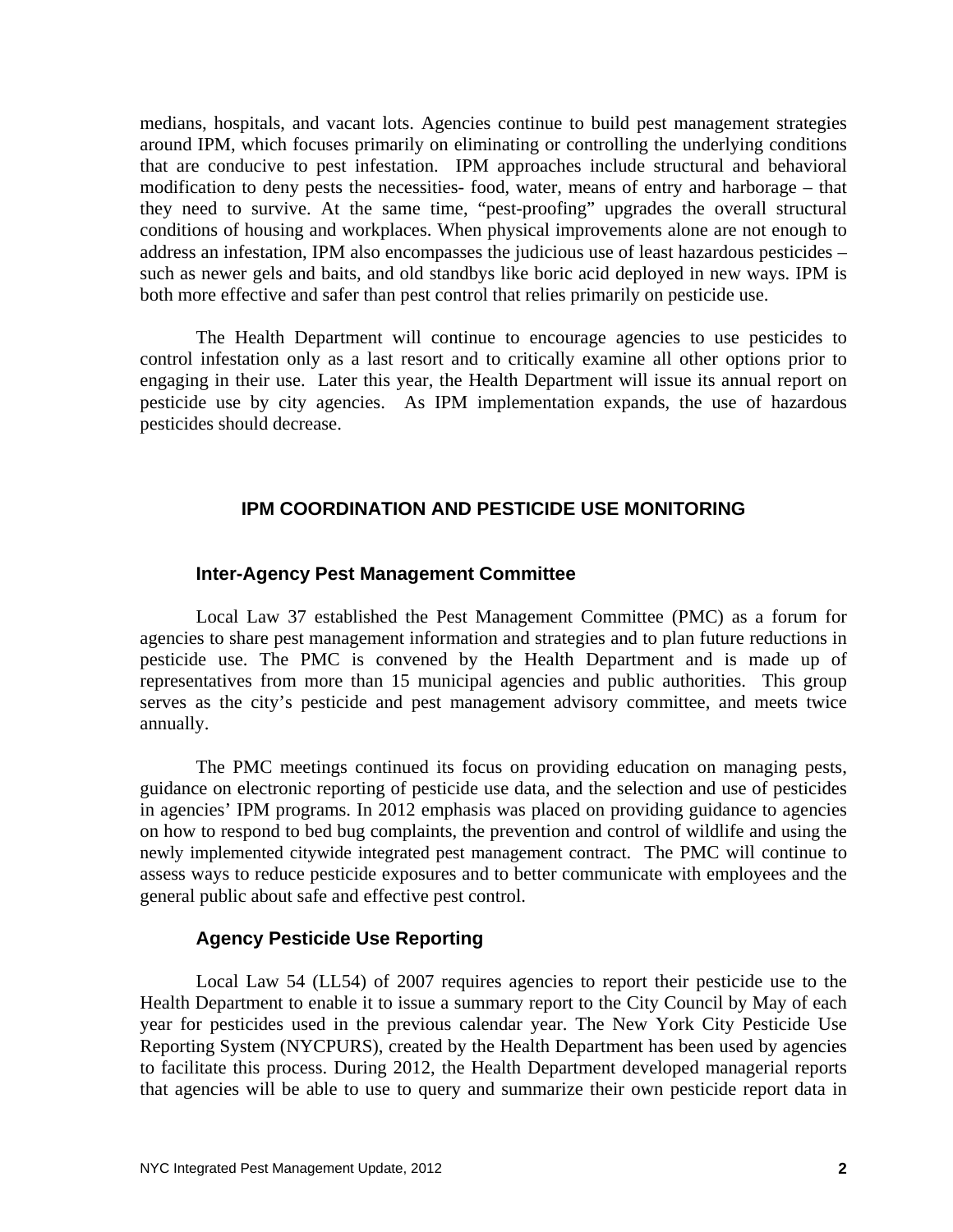medians, hospitals, and vacant lots. Agencies continue to build pest management strategies around IPM, which focuses primarily on eliminating or controlling the underlying conditions that are conducive to pest infestation. IPM approaches include structural and behavioral modification to deny pests the necessities- food, water, means of entry and harborage – that they need to survive. At the same time, "pest-proofing" upgrades the overall structural conditions of housing and workplaces. When physical improvements alone are not enough to address an infestation, IPM also encompasses the judicious use of least hazardous pesticides – such as newer gels and baits, and old standbys like boric acid deployed in new ways. IPM is both more effective and safer than pest control that relies primarily on pesticide use.

The Health Department will continue to encourage agencies to use pesticides to control infestation only as a last resort and to critically examine all other options prior to engaging in their use. Later this year, the Health Department will issue its annual report on pesticide use by city agencies. As IPM implementation expands, the use of hazardous pesticides should decrease.

## IPM COORDINATION AND PESTICIDE USE MONITORING

### Inter-Agency Pest Management Committee

Local Law 37 established the Pest Management Committee (PMC) as a forum for agencies to share pest management information and strategies and to plan future reductions in pesticide use. The PMC is convened by the Health Department and is made up of representatives from more than 15 municipal agencies and public authorities. This group serves as the city's pesticide and pest management advisory committee, and meets twice annually.

The PMC meetings continued its focus on providing education on managing pests, guidance on electronic reporting of pesticide use data, and the selection and use of pesticides in agencies' IPM programs. In 2012 emphasis was placed on providing guidance to agencies on how to respond to bed bug complaints, the prevention and control of wildlife and using the newly implemented citywide integrated pest management contract. The PMC will continue to assess ways to reduce pesticide exposures and to better communicate with employees and the general public about safe and effective pest control.

### Agency Pesticide Use Reporting

Local Law 54 (LL54) of 2007 requires agencies to report their pesticide use to the Health Department to enable it to issue a summary report to the City Council by May of each year for pesticides used in the previous calendar year. The New York City Pesticide Use Reporting System (NYCPURS), created by the Health Department has been used by agencies to facilitate this process. During 2012, the Health Department developed managerial reports that agencies will be able to use to query and summarize their own pesticide report data in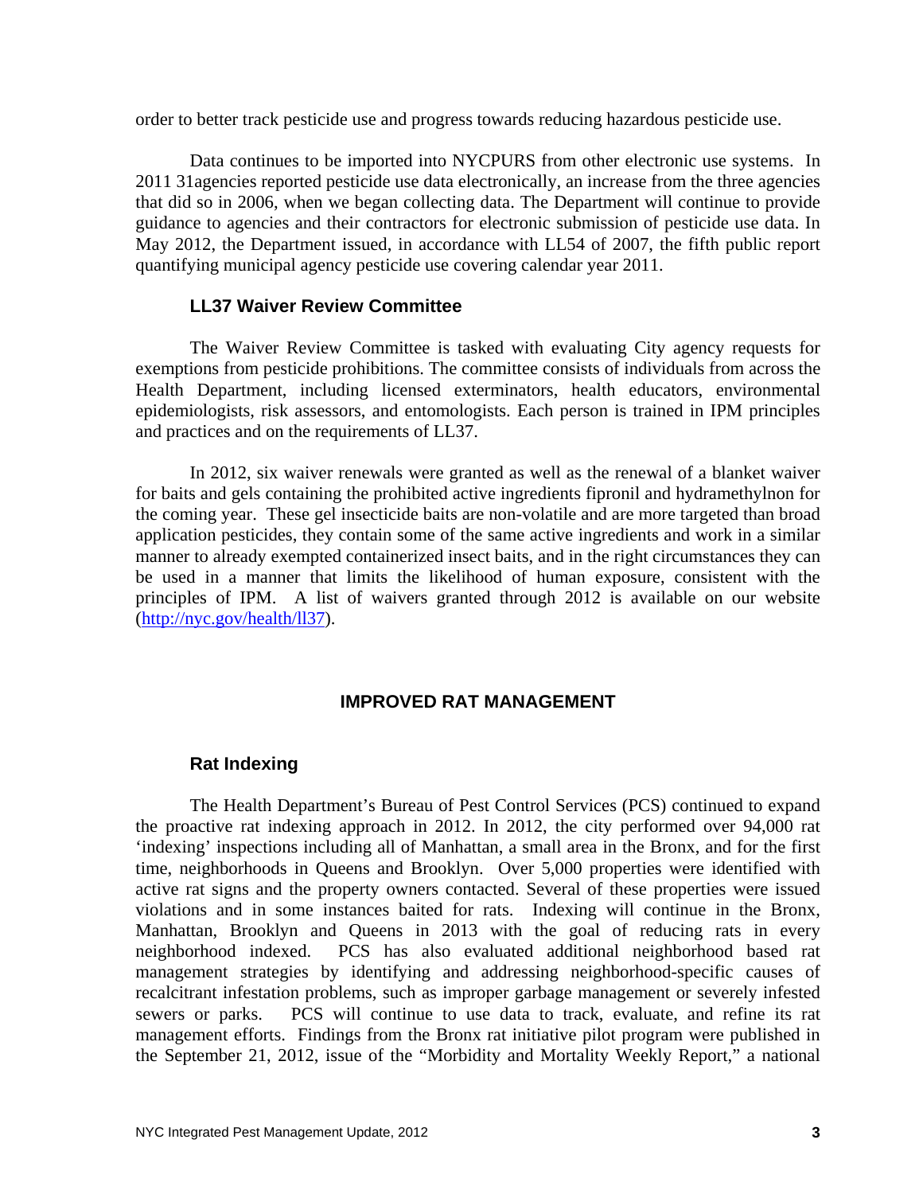order to better track pesticide use and progress towards reducing hazardous pesticide use.

Data continues to be imported into NYCPURS from other electronic use systems. In 2011 31agencies reported pesticide use data electronically, an increase from the three agencies that did so in 2006, when we began collecting data. The Department will continue to provide guidance to agencies and their contractors for electronic submission of pesticide use data. In May 2012, the Department issued, in accordance with LL54 of 2007, the fifth public report quantifying municipal agency pesticide use covering calendar year 2011.

### LL37 Waiver Review Committee

The Waiver Review Committee is tasked with evaluating City agency requests for exemptions from pesticide prohibitions. The committee consists of individuals from across the Health Department, including licensed exterminators, health educators, environmental epidemiologists, risk assessors, and entomologists. Each person is trained in IPM principles and practices and on the requirements of LL37.

In 2012, six waiver renewals were granted as well as the renewal of a blanket waiver for baits and gels containing the prohibited active ingredients fipronil and hydramethylnon for the coming year. These gel insecticide baits are non-volatile and are more targeted than broad application pesticides, they contain some of the same active ingredients and work in a similar manner to already exempted containerized insect baits, and in the right circumstances they can be used in a manner that limits the likelihood of human exposure, consistent with the principles of IPM. A list of waivers granted through 2012 is available on our website (http://nyc.gov/health/ll37).

## IMPROVED RAT MANAGEMENT

### Rat Indexing

The Health Department's Bureau of Pest Control Services (PCS) continued to expand the proactive rat indexing approach in 2012. In 2012, the city performed over 94,000 rat 'indexing' inspections including all of Manhattan, a small area in the Bronx, and for the first time, neighborhoods in Queens and Brooklyn. Over 5,000 properties were identified with active rat signs and the property owners contacted. Several of these properties were issued violations and in some instances baited for rats. Indexing will continue in the Bronx, Manhattan, Brooklyn and Queens in 2013 with the goal of reducing rats in every neighborhood indexed. PCS has also evaluated additional neighborhood based rat management strategies by identifying and addressing neighborhood-specific causes of recalcitrant infestation problems, such as improper garbage management or severely infested sewers or parks. PCS will continue to use data to track, evaluate, and refine its rat management efforts. Findings from the Bronx rat initiative pilot program were published in the September 21, 2012, issue of the "Morbidity and Mortality Weekly Report," a national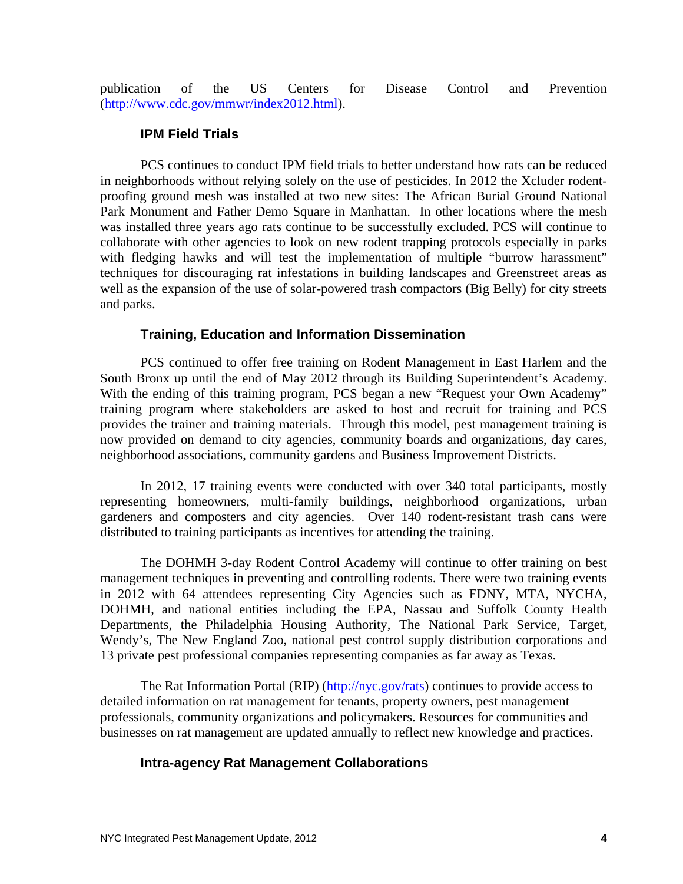publication of the US Centers for Disease Control and Prevention (http://www.cdc.gov/mmwr/index2012.html).

### IPM Field Trials

PCS continues to conduct IPM field trials to better understand how rats can be reduced in neighborhoods without relying solely on the use of pesticides. In 2012 the Xcluder rodent-proofing ground mesh was installed at two new sites: The African Burial Ground National Park Monument and Father Demo Square in Manhattan. In other locations where the mesh was installed three years ago rats continue to be successfully excluded. PCS will continue to collaborate with other agencies to look on new rodent trapping protocols especially in parks with fledging hawks and will test the implementation of multiple "burrow harassment" techniques for discouraging rat infestations in building landscapes and Greenstreet areas as well as the expansion of the use of solar-powered trash compactors (Big Belly) for city streets and parks.

### Training, Education and Information Dissemination

PCS continued to offer free training on Rodent Management in East Harlem and the South Bronx up until the end of May 2012 through its Building Superintendent's Academy. With the ending of this training program, PCS began a new "Request your Own Academy" training program where stakeholders are asked to host and recruit for training and PCS provides the trainer and training materials. Through this model, pest management training is now provided on demand to city agencies, community boards and organizations, day cares, neighborhood associations, community gardens and Business Improvement Districts.

In 2012, 17 training events were conducted with over 340 total participants, mostly representing homeowners, multi-family buildings, neighborhood organizations, urban gardeners and composters and city agencies. Over 140 rodent-resistant trash cans were distributed to training participants as incentives for attending the training.

The DOHMH 3-day Rodent Control Academy will continue to offer training on best management techniques in preventing and controlling rodents. There were two training events in 2012 with 64 attendees representing City Agencies such as FDNY, MTA, NYCHA, DOHMH, and national entities including the EPA, Nassau and Suffolk County Health Departments, the Philadelphia Housing Authority, The National Park Service, Target, Wendy's, The New England Zoo, national pest control supply distribution corporations and 13 private pest professional companies representing companies as far away as Texas.

The Rat Information Portal (RIP) (http://nyc.gov/rats) continues to provide access to detailed information on rat management for tenants, property owners, pest management professionals, community organizations and policymakers. Resources for communities and businesses on rat management are updated annually to reflect new knowledge and practices.

### Intra-agency Rat Management Collaborations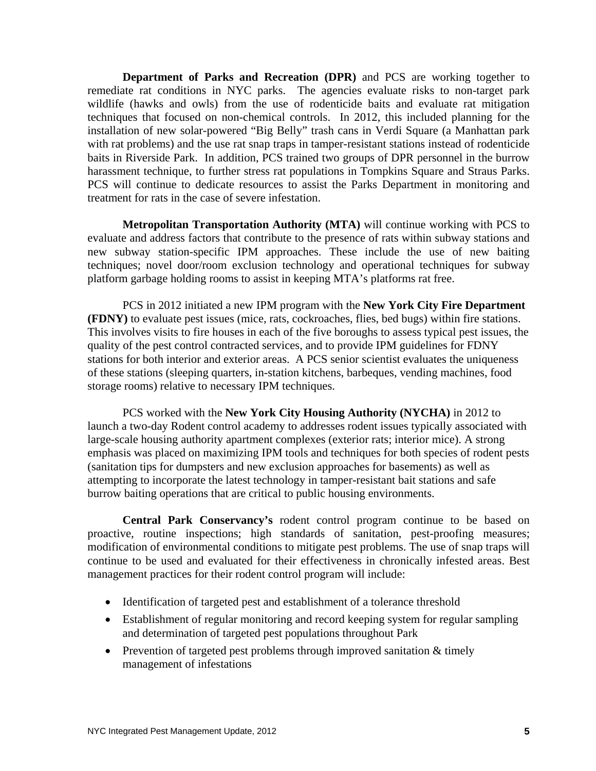**Department of Parks and Recreation (DPR)** and PCS are working together to remediate rat conditions in NYC parks. The agencies evaluate risks to non-target park wildlife (hawks and owls) from the use of rodenticide baits and evaluate rat mitigation techniques that focused on non-chemical controls. In 2012, this included planning for the installation of new solar-powered "Big Belly" trash cans in Verdi Square (a Manhattan park with rat problems) and the use rat snap traps in tamper-resistant stations instead of rodenticide baits in Riverside Park. In addition, PCS trained two groups of DPR personnel in the burrow harassment technique, to further stress rat populations in Tompkins Square and Straus Parks. PCS will continue to dedicate resources to assist the Parks Department in monitoring and treatment for rats in the case of severe infestation.

**Metropolitan Transportation Authority (MTA)** will continue working with PCS to evaluate and address factors that contribute to the presence of rats within subway stations and new subway station-specific IPM approaches. These include the use of new baiting techniques; novel door/room exclusion technology and operational techniques for subway platform garbage holding rooms to assist in keeping MTA's platforms rat free.

PCS in 2012 initiated a new IPM program with the **New York City Fire Department (FDNY)** to evaluate pest issues (mice, rats, cockroaches, flies, bed bugs) within fire stations. This involves visits to fire houses in each of the five boroughs to assess typical pest issues, the quality of the pest control contracted services, and to provide IPM guidelines for FDNY stations for both interior and exterior areas. A PCS senior scientist evaluates the uniqueness of these stations (sleeping quarters, in-station kitchens, barbeques, vending machines, food storage rooms) relative to necessary IPM techniques.

PCS worked with the **New York City Housing Authority (NYCHA)** in 2012 to launch a two-day Rodent control academy to addresses rodent issues typically associated with large-scale housing authority apartment complexes (exterior rats; interior mice). A strong emphasis was placed on maximizing IPM tools and techniques for both species of rodent pests (sanitation tips for dumpsters and new exclusion approaches for basements) as well as attempting to incorporate the latest technology in tamper-resistant bait stations and safe burrow baiting operations that are critical to public housing environments.

**Central Park Conservancy's** rodent control program continue to be based on proactive, routine inspections; high standards of sanitation, pest-proofing measures; modification of environmental conditions to mitigate pest problems. The use of snap traps will continue to be used and evaluated for their effectiveness in chronically infested areas. Best management practices for their rodent control program will include:

- Identification of targeted pest and establishment of a tolerance threshold
- Establishment of regular monitoring and record keeping system for regular sampling and determination of targeted pest populations throughout Park
- Prevention of targeted pest problems through improved sanitation & timely management of infestations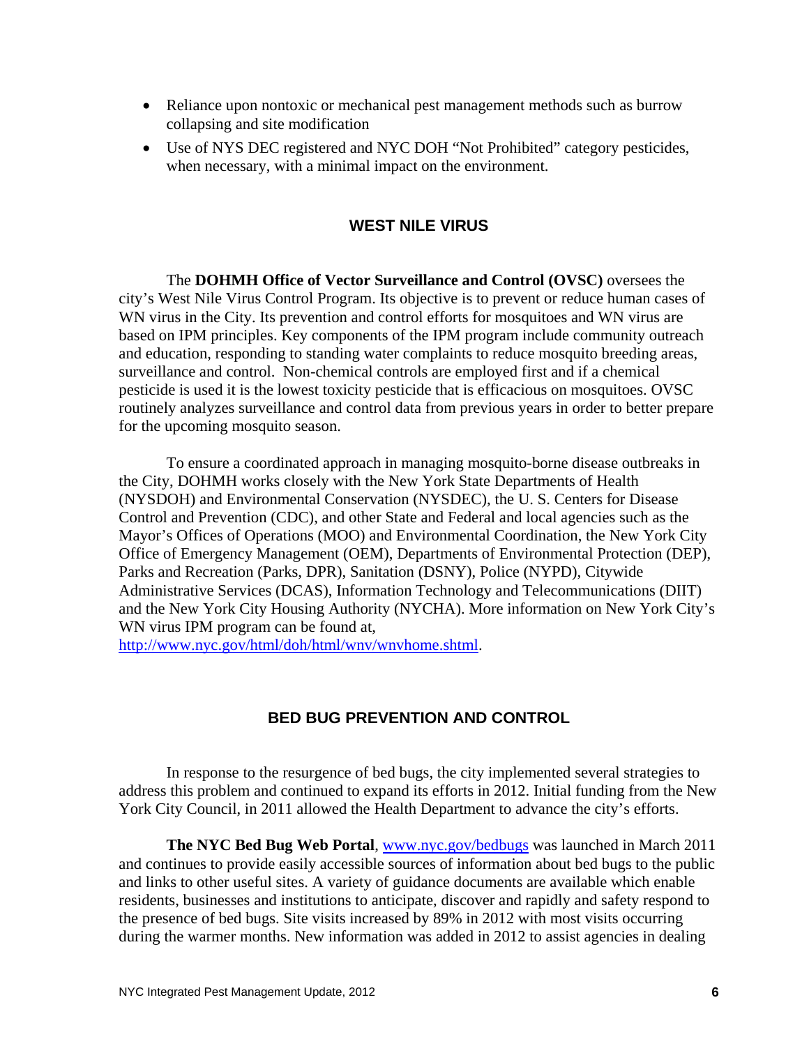- Reliance upon nontoxic or mechanical pest management methods such as burrow collapsing and site modification
- Use of NYS DEC registered and NYC DOH "Not Prohibited" category pesticides, when necessary, with a minimal impact on the environment.

## WEST NILE VIRUS

The **DOHMH Office of Vector Surveillance and Control (OVSC)** oversees the city's West Nile Virus Control Program. Its objective is to prevent or reduce human cases of WN virus in the City. Its prevention and control efforts for mosquitoes and WN virus are based on IPM principles. Key components of the IPM program include community outreach and education, responding to standing water complaints to reduce mosquito breeding areas, surveillance and control. Non-chemical controls are employed first and if a chemical pesticide is used it is the lowest toxicity pesticide that is efficacious on mosquitoes. OVSC routinely analyzes surveillance and control data from previous years in order to better prepare for the upcoming mosquito season.

To ensure a coordinated approach in managing mosquito-borne disease outbreaks in the City, DOHMH works closely with the New York State Departments of Health (NYSDOH) and Environmental Conservation (NYSDEC), the U. S. Centers for Disease Control and Prevention (CDC), and other State and Federal and local agencies such as the Mayor's Offices of Operations (MOO) and Environmental Coordination, the New York City Office of Emergency Management (OEM), Departments of Environmental Protection (DEP), Parks and Recreation (Parks, DPR), Sanitation (DSNY), Police (NYPD), Citywide Administrative Services (DCAS), Information Technology and Telecommunications (DIIT) and the New York City Housing Authority (NYCHA). More information on New York City's WN virus IPM program can be found at, http://www.nyc.gov/html/doh/html/wnv/wnvhome.shtml.

## BED BUG PREVENTION AND CONTROL

In response to the resurgence of bed bugs, the city implemented several strategies to address this problem and continued to expand its efforts in 2012. Initial funding from the New York City Council, in 2011 allowed the Health Department to advance the city's efforts.

**The NYC Bed Bug Web Portal**, www.nyc.gov/bedbugs was launched in March 2011 and continues to provide easily accessible sources of information about bed bugs to the public and links to other useful sites. A variety of guidance documents are available which enable residents, businesses and institutions to anticipate, discover and rapidly and safety respond to the presence of bed bugs. Site visits increased by 89% in 2012 with most visits occurring during the warmer months. New information was added in 2012 to assist agencies in dealing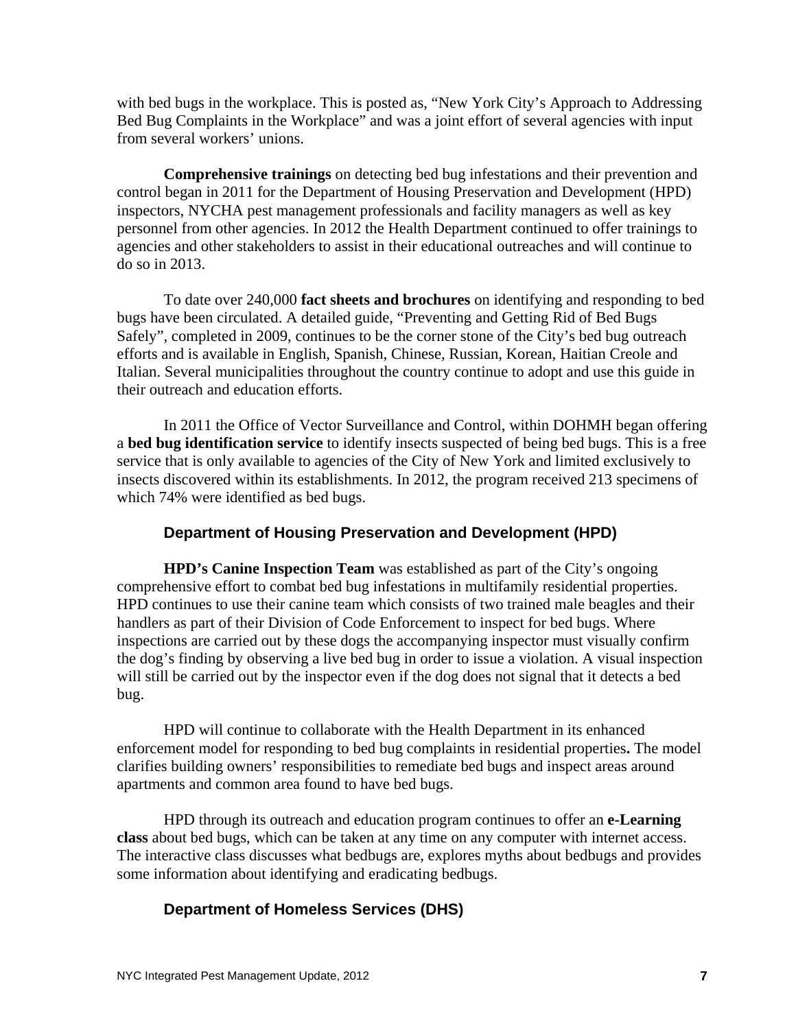with bed bugs in the workplace. This is posted as, “New York City’s Approach to Addressing Bed Bug Complaints in the Workplace” and was a joint effort of several agencies with input from several workers’ unions.

**Comprehensive trainings** on detecting bed bug infestations and their prevention and control began in 2011 for the Department of Housing Preservation and Development (HPD) inspectors, NYCHA pest management professionals and facility managers as well as key personnel from other agencies. In 2012 the Health Department continued to offer trainings to agencies and other stakeholders to assist in their educational outreaches and will continue to do so in 2013.

To date over 240,000 **fact sheets and brochures** on identifying and responding to bed bugs have been circulated. A detailed guide, “Preventing and Getting Rid of Bed Bugs Safely”, completed in 2009, continues to be the corner stone of the City’s bed bug outreach efforts and is available in English, Spanish, Chinese, Russian, Korean, Haitian Creole and Italian. Several municipalities throughout the country continue to adopt and use this guide in their outreach and education efforts.

In 2011 the Office of Vector Surveillance and Control, within DOHMH began offering a **bed bug identification service** to identify insects suspected of being bed bugs. This is a free service that is only available to agencies of the City of New York and limited exclusively to insects discovered within its establishments. In 2012, the program received 213 specimens of which 74% were identified as bed bugs.

### Department of Housing Preservation and Development (HPD)

**HPD’s Canine Inspection Team** was established as part of the City’s ongoing comprehensive effort to combat bed bug infestations in multifamily residential properties. HPD continues to use their canine team which consists of two trained male beagles and their handlers as part of their Division of Code Enforcement to inspect for bed bugs. Where inspections are carried out by these dogs the accompanying inspector must visually confirm the dog’s finding by observing a live bed bug in order to issue a violation. A visual inspection will still be carried out by the inspector even if the dog does not signal that it detects a bed bug.

HPD will continue to collaborate with the Health Department in its enhanced enforcement model for responding to bed bug complaints in residential properties**.** The model clarifies building owners’ responsibilities to remediate bed bugs and inspect areas around apartments and common area found to have bed bugs.

HPD through its outreach and education program continues to offer an **e-Learning class** about bed bugs, which can be taken at any time on any computer with internet access. The interactive class discusses what bedbugs are, explores myths about bedbugs and provides some information about identifying and eradicating bedbugs.

### Department of Homeless Services (DHS)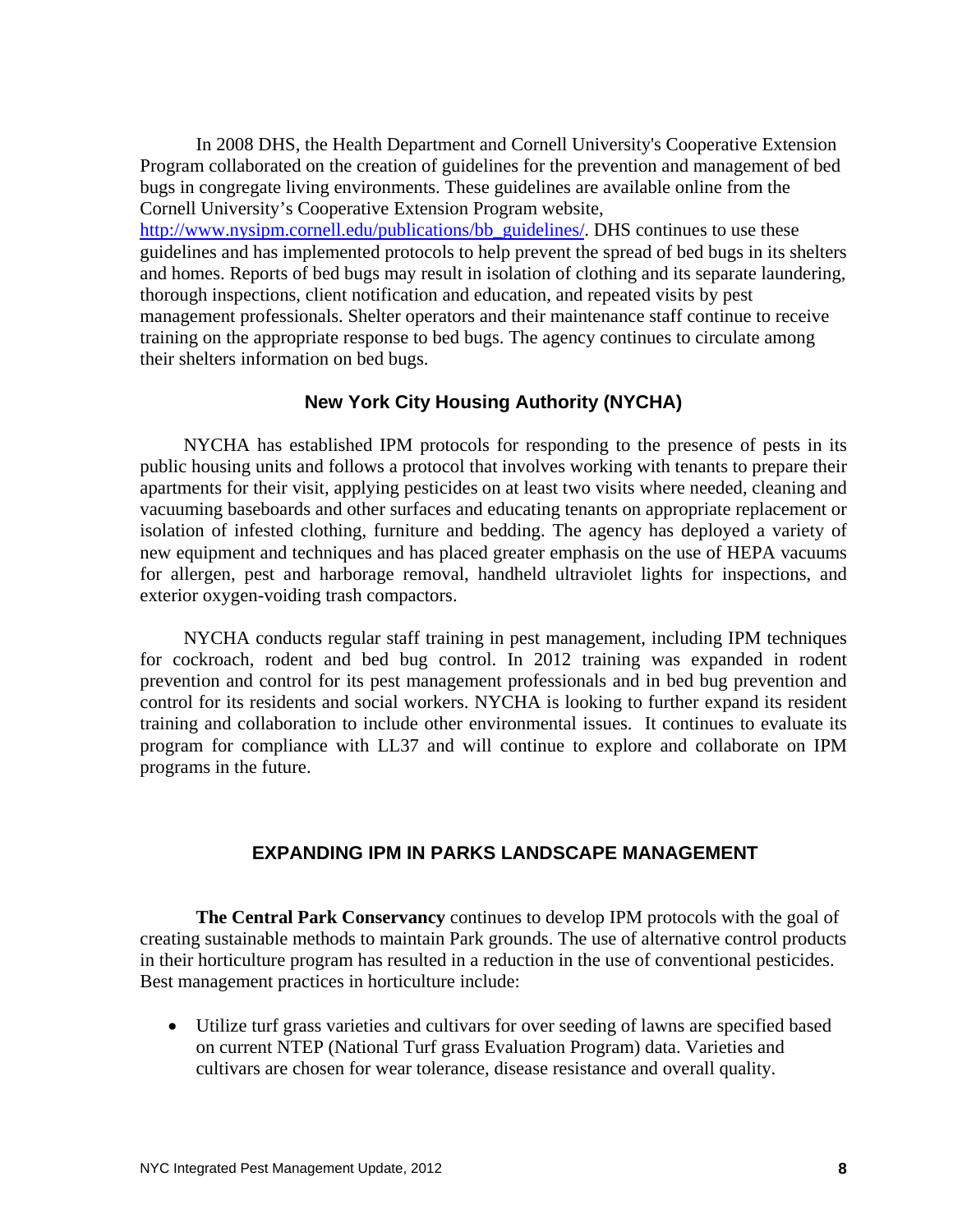In 2008 DHS, the Health Department and Cornell University's Cooperative Extension Program collaborated on the creation of guidelines for the prevention and management of bed bugs in congregate living environments. These guidelines are available online from the Cornell University's Cooperative Extension Program website, http://www.nysipm.cornell.edu/publications/bb_guidelines/. DHS continues to use these guidelines and has implemented protocols to help prevent the spread of bed bugs in its shelters and homes. Reports of bed bugs may result in isolation of clothing and its separate laundering, thorough inspections, client notification and education, and repeated visits by pest management professionals. Shelter operators and their maintenance staff continue to receive training on the appropriate response to bed bugs. The agency continues to circulate among their shelters information on bed bugs.

### New York City Housing Authority (NYCHA)

NYCHA has established IPM protocols for responding to the presence of pests in its public housing units and follows a protocol that involves working with tenants to prepare their apartments for their visit, applying pesticides on at least two visits where needed, cleaning and vacuuming baseboards and other surfaces and educating tenants on appropriate replacement or isolation of infested clothing, furniture and bedding. The agency has deployed a variety of new equipment and techniques and has placed greater emphasis on the use of HEPA vacuums for allergen, pest and harborage removal, handheld ultraviolet lights for inspections, and exterior oxygen-voiding trash compactors.

NYCHA conducts regular staff training in pest management, including IPM techniques for cockroach, rodent and bed bug control. In 2012 training was expanded in rodent prevention and control for its pest management professionals and in bed bug prevention and control for its residents and social workers. NYCHA is looking to further expand its resident training and collaboration to include other environmental issues. It continues to evaluate its program for compliance with LL37 and will continue to explore and collaborate on IPM programs in the future.

## EXPANDING IPM IN PARKS LANDSCAPE MANAGEMENT

**The Central Park Conservancy** continues to develop IPM protocols with the goal of creating sustainable methods to maintain Park grounds. The use of alternative control products in their horticulture program has resulted in a reduction in the use of conventional pesticides. Best management practices in horticulture include:

- Utilize turf grass varieties and cultivars for over seeding of lawns are specified based on current NTEP (National Turf grass Evaluation Program) data. Varieties and cultivars are chosen for wear tolerance, disease resistance and overall quality.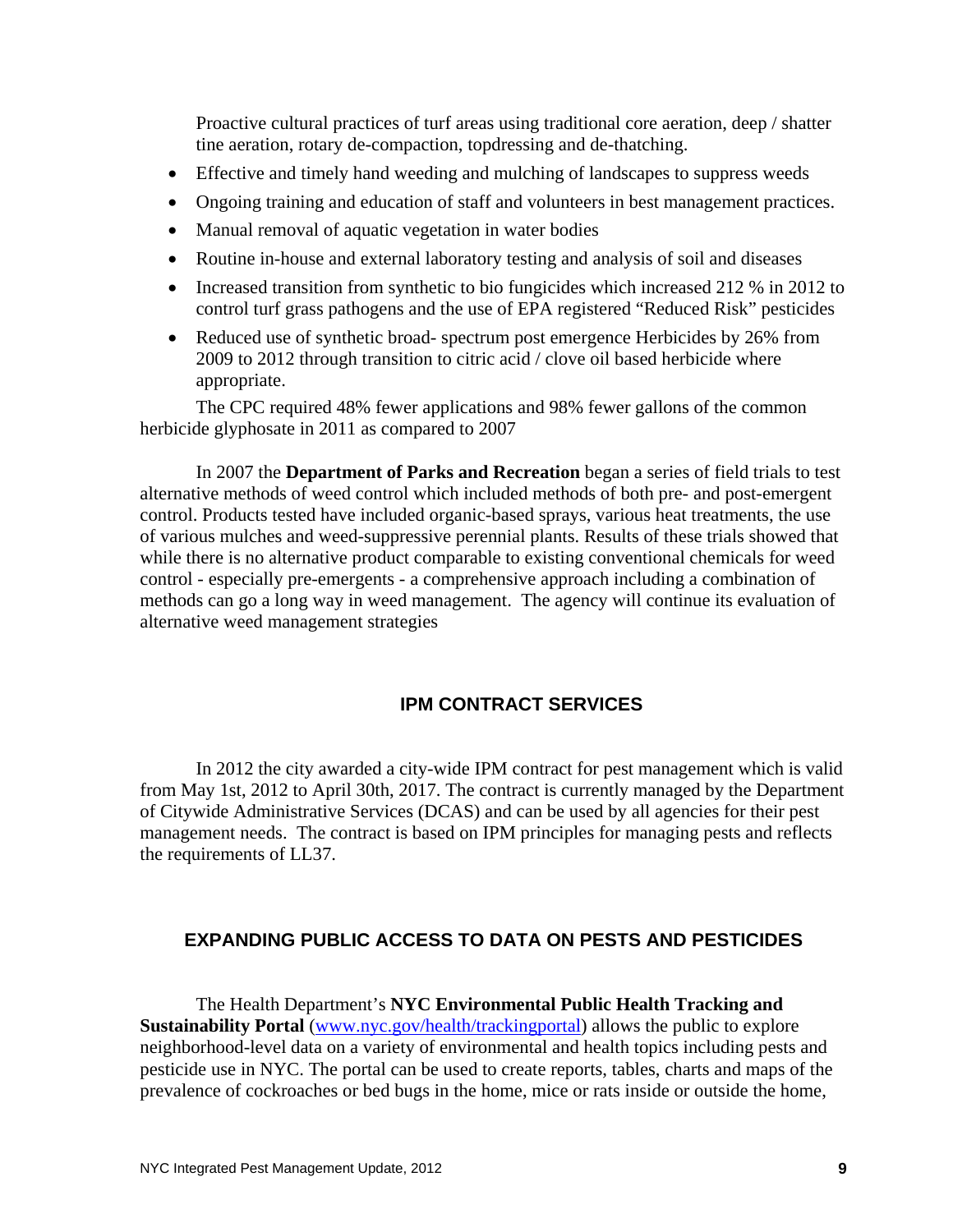Proactive cultural practices of turf areas using traditional core aeration, deep / shatter tine aeration, rotary de-compaction, topdressing and de-thatching.

- Effective and timely hand weeding and mulching of landscapes to suppress weeds
- Ongoing training and education of staff and volunteers in best management practices.
- Manual removal of aquatic vegetation in water bodies
- Routine in-house and external laboratory testing and analysis of soil and diseases
- Increased transition from synthetic to bio fungicides which increased 212 % in 2012 to control turf grass pathogens and the use of EPA registered "Reduced Risk" pesticides
- Reduced use of synthetic broad- spectrum post emergence Herbicides by 26% from 2009 to 2012 through transition to citric acid / clove oil based herbicide where appropriate.

The CPC required 48% fewer applications and 98% fewer gallons of the common herbicide glyphosate in 2011 as compared to 2007

In 2007 the **Department of Parks and Recreation** began a series of field trials to test alternative methods of weed control which included methods of both pre- and post-emergent control. Products tested have included organic-based sprays, various heat treatments, the use of various mulches and weed-suppressive perennial plants. Results of these trials showed that while there is no alternative product comparable to existing conventional chemicals for weed control - especially pre-emergents - a comprehensive approach including a combination of methods can go a long way in weed management. The agency will continue its evaluation of alternative weed management strategies

## IPM CONTRACT SERVICES

In 2012 the city awarded a city-wide IPM contract for pest management which is valid from May 1st, 2012 to April 30th, 2017. The contract is currently managed by the Department of Citywide Administrative Services (DCAS) and can be used by all agencies for their pest management needs. The contract is based on IPM principles for managing pests and reflects the requirements of LL37.

## EXPANDING PUBLIC ACCESS TO DATA ON PESTS AND PESTICIDES

The Health Department's **NYC Environmental Public Health Tracking and Sustainability Portal** ([www.nyc.gov/health/trackingportal](www.nyc.gov/health/trackingportal)) allows the public to explore neighborhood-level data on a variety of environmental and health topics including pests and pesticide use in NYC. The portal can be used to create reports, tables, charts and maps of the prevalence of cockroaches or bed bugs in the home, mice or rats inside or outside the home,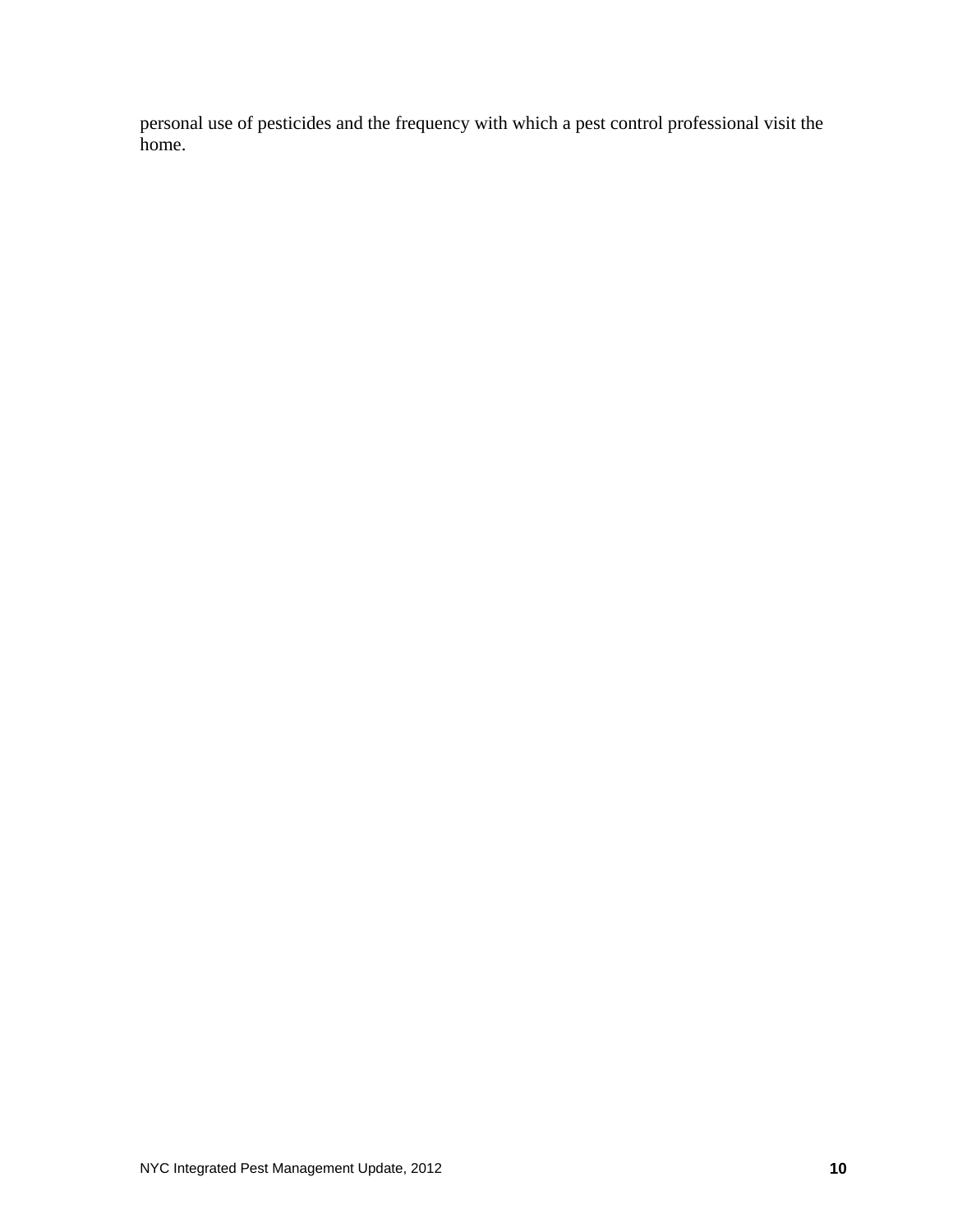personal use of pesticides and the frequency with which a pest control professional visit the home.